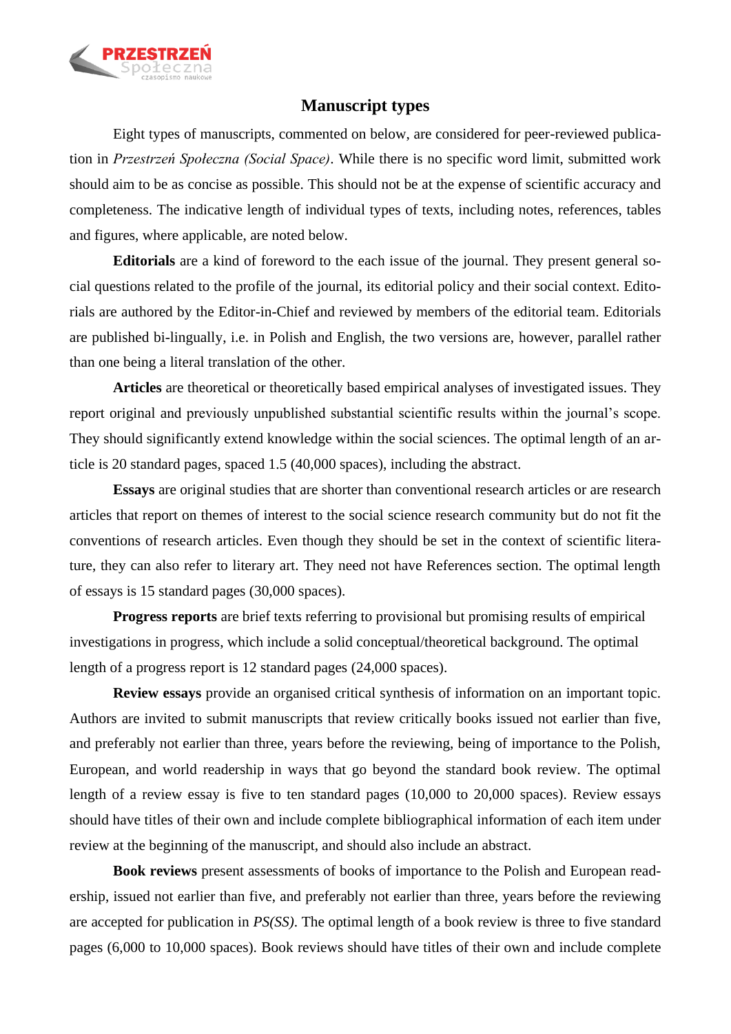# Manuscript types

Eight types of manuscripts, commented on below, are considered for peer-reviewed publication in *Przestrzeń Społeczna (Social Space)*. While there is no specific word limit, submitted work should aim to be as concise as possible. This should not be at the expense of scientific accuracy and completeness. The indicative length of individual types of texts, including notes, references, tables and figures, where applicable, are noted below.

**Editorials** are a kind of foreword to the each issue of the journal. They present general social questions related to the profile of the journal, its editorial policy and their social context. Editorials are authored by the Editor-in-Chief and reviewed by members of the editorial team. Editorials are published bi-lingually, i.e. in Polish and English, the two versions are, however, parallel rather than one being a literal translation of the other.

**Articles** are theoretical or theoretically based empirical analyses of investigated issues. They report original and previously unpublished substantial scientific results within the journal's scope. They should significantly extend knowledge within the social sciences. The optimal length of an article is 20 standard pages, spaced 1.5 (40,000 spaces), including the abstract.

**Essays** are original studies that are shorter than conventional research articles or are research articles that report on themes of interest to the social science research community but do not fit the conventions of research articles. Even though they should be set in the context of scientific literature, they can also refer to literary art. They need not have References section. The optimal length of essays is 15 standard pages (30,000 spaces).

**Progress reports** are brief texts referring to provisional but promising results of empirical investigations in progress, which include a solid conceptual/theoretical background. The optimal length of a progress report is 12 standard pages (24,000 spaces).

**Review essays** provide an organised critical synthesis of information on an important topic. Authors are invited to submit manuscripts that review critically books issued not earlier than five, and preferably not earlier than three, years before the reviewing, being of importance to the Polish, European, and world readership in ways that go beyond the standard book review. The optimal length of a review essay is five to ten standard pages (10,000 to 20,000 spaces). Review essays should have titles of their own and include complete bibliographical information of each item under review at the beginning of the manuscript, and should also include an abstract.

**Book reviews** present assessments of books of importance to the Polish and European readership, issued not earlier than five, and preferably not earlier than three, years before the reviewing are accepted for publication in *PS(SS)*. The optimal length of a book review is three to five standard pages (6,000 to 10,000 spaces). Book reviews should have titles of their own and include complete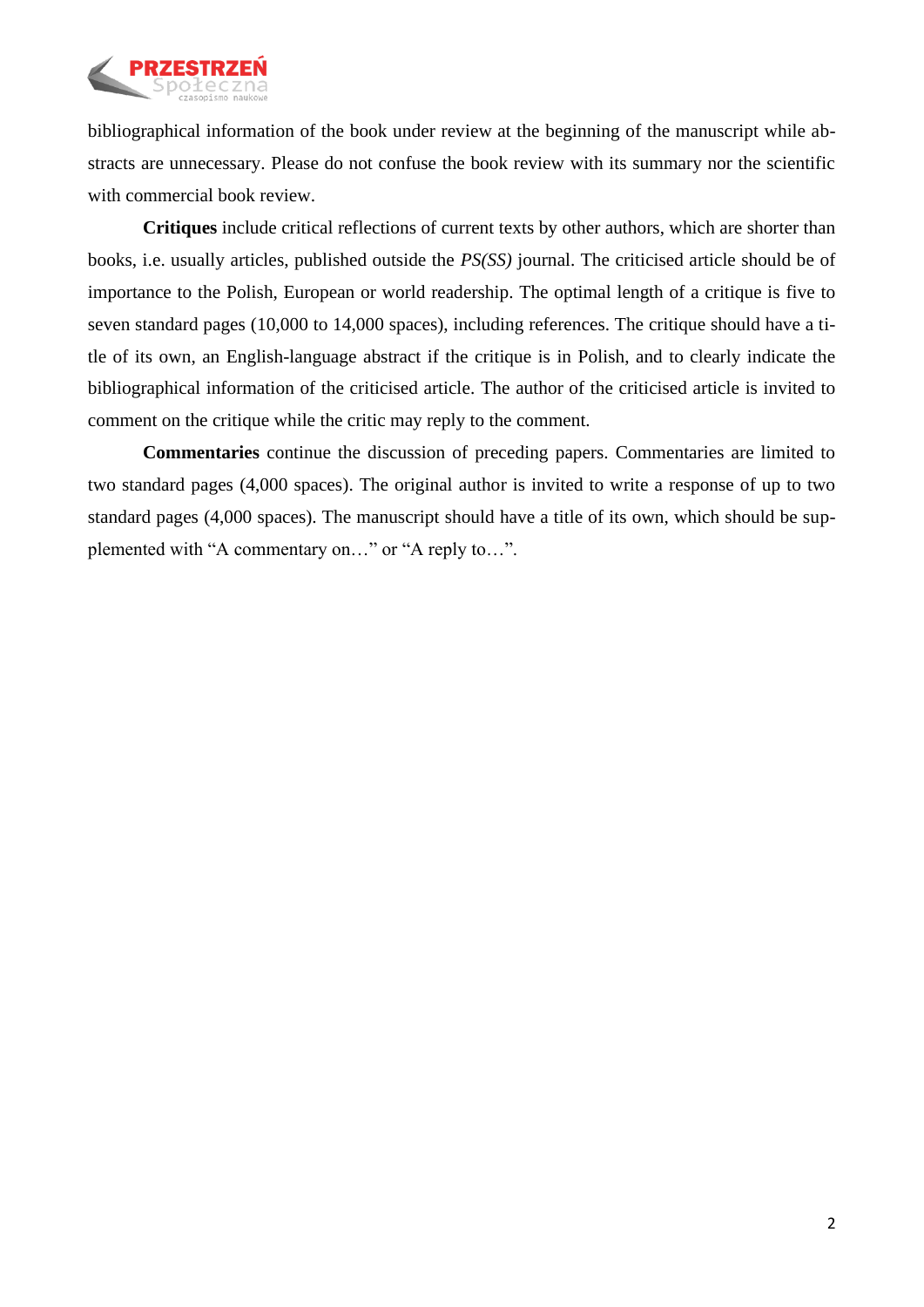bibliographical information of the book under review at the beginning of the manuscript while abstracts are unnecessary. Please do not confuse the book review with its summary nor the scientific with commercial book review.

**Critiques** include critical reflections of current texts by other authors, which are shorter than books, i.e. usually articles, published outside the *PS(SS)* journal. The criticised article should be of importance to the Polish, European or world readership. The optimal length of a critique is five to seven standard pages (10,000 to 14,000 spaces), including references. The critique should have a title of its own, an English-language abstract if the critique is in Polish, and to clearly indicate the bibliographical information of the criticised article. The author of the criticised article is invited to comment on the critique while the critic may reply to the comment.

**Commentaries** continue the discussion of preceding papers. Commentaries are limited to two standard pages (4,000 spaces). The original author is invited to write a response of up to two standard pages (4,000 spaces). The manuscript should have a title of its own, which should be supplemented with "A commentary on…" or "A reply to…".